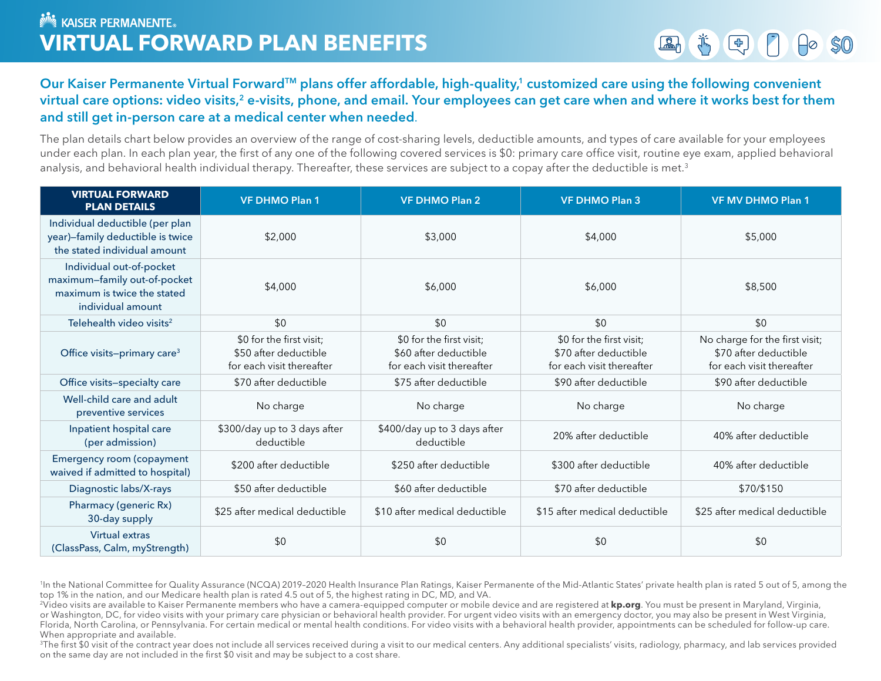KAISER PERMANENTE.

# VIRTUAL FORWARD PLAN BENEFITS

**Our Kaiser Permanente Virtual Forward™ plans offer affordable, high-quality,[1] customized care using the following convenient virtual care options: video visits,[2] e-visits, phone, and email. Your employees can get care when and where it works best for them and still get in-person care at a medical center when needed.**

The plan details chart below provides an overview of the range of cost-sharing levels, deductible amounts, and types of care available for your employees under each plan. In each plan year, the first of any one of the following covered services is $0: primary care office visit, routine eye exam, applied behavioral analysis, and behavioral health individual therapy. Thereafter, these services are subject to a copay after the deductible is met.[3]

| VIRTUAL FORWARD PLAN DETAILS | VF DHMO Plan 1 | VF DHMO Plan 2 | VF DHMO Plan 3 | VF MV DHMO Plan 1 |
|---|---|---|---|---|
| Individual deductible (per plan year)–family deductible is twice the stated individual amount | $2,000 | $3,000 | $4,000 | $5,000 |
| Individual out-of-pocket maximum–family out-of-pocket maximum is twice the stated individual amount | $4,000 | $6,000 | $6,000 | $8,500 |
| Telehealth video visits[2] | $0 | $0 | $0 | $0 |
| Office visits–primary care[3] | $0 for the first visit; $50 after deductible for each visit thereafter | $0 for the first visit; $60 after deductible for each visit thereafter | $0 for the first visit; $70 after deductible for each visit thereafter | No charge for the first visit; $70 after deductible for each visit thereafter |
| Office visits–specialty care | $70 after deductible | $75 after deductible | $90 after deductible | $90 after deductible |
| Well-child care and adult preventive services | No charge | No charge | No charge | No charge |
| Inpatient hospital care (per admission) | $300/day up to 3 days after deductible | $400/day up to 3 days after deductible | 20% after deductible | 40% after deductible |
| Emergency room (copayment waived if admitted to hospital) | $200 after deductible | $250 after deductible | $300 after deductible | 40% after deductible |
| Diagnostic labs/X-rays | $50 after deductible | $60 after deductible | $70 after deductible | $70/$150 |
| Pharmacy (generic Rx) 30-day supply | $25 after medical deductible | $10 after medical deductible | $15 after medical deductible | $25 after medical deductible |
| Virtual extras (ClassPass, Calm, myStrength) | $0 | $0 | $0 | $0 |

[1]In the National Committee for Quality Assurance (NCQA) 2019–2020 Health Insurance Plan Ratings, Kaiser Permanente of the Mid-Atlantic States' private health plan is rated 5 out of 5, among the top 1% in the nation, and our Medicare health plan is rated 4.5 out of 5, the highest rating in DC, MD, and VA.

[2]Video visits are available to Kaiser Permanente members who have a camera-equipped computer or mobile device and are registered at **kp.org**. You must be present in Maryland, Virginia, or Washington, DC, for video visits with your primary care physician or behavioral health provider. For urgent video visits with an emergency doctor, you may also be present in West Virginia, Florida, North Carolina, or Pennsylvania. For certain medical or mental health conditions. For video visits with a behavioral health provider, appointments can be scheduled for follow-up care. When appropriate and available.

[3]The first $0 visit of the contract year does not include all services received during a visit to our medical centers. Any additional specialists' visits, radiology, pharmacy, and lab services provided on the same day are not included in the first $0 visit and may be subject to a cost share.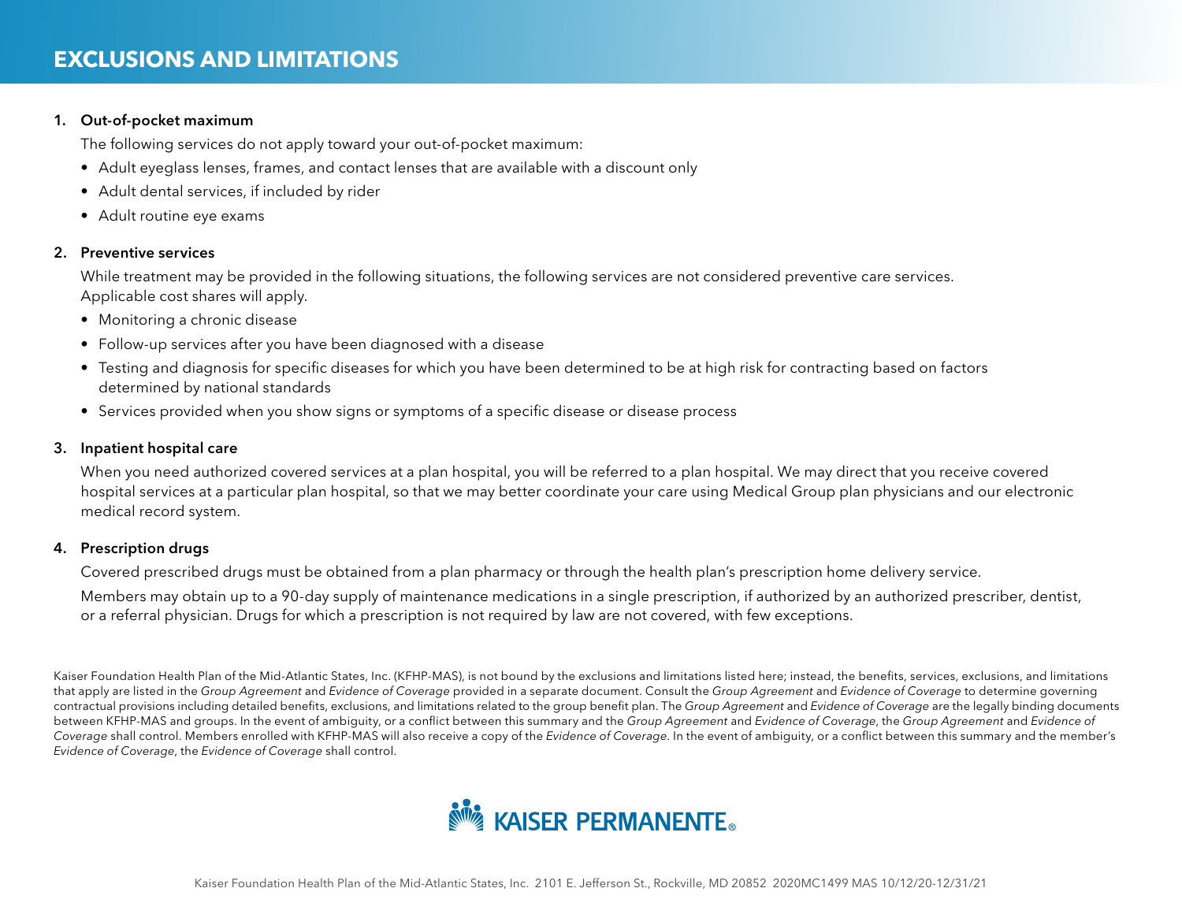# EXCLUSIONS AND LIMITATIONS

1. **Out-of-pocket maximum**

   The following services do not apply toward your out-of-pocket maximum:

   - Adult eyeglass lenses, frames, and contact lenses that are available with a discount only
   - Adult dental services, if included by rider
   - Adult routine eye exams

2. **Preventive services**

   While treatment may be provided in the following situations, the following services are not considered preventive care services. Applicable cost shares will apply.

   - Monitoring a chronic disease
   - Follow-up services after you have been diagnosed with a disease
   - Testing and diagnosis for specific diseases for which you have been determined to be at high risk for contracting based on factors determined by national standards
   - Services provided when you show signs or symptoms of a specific disease or disease process

3. **Inpatient hospital care**

   When you need authorized covered services at a plan hospital, you will be referred to a plan hospital. We may direct that you receive covered hospital services at a particular plan hospital, so that we may better coordinate your care using Medical Group plan physicians and our electronic medical record system.

4. **Prescription drugs**

   Covered prescribed drugs must be obtained from a plan pharmacy or through the health plan's prescription home delivery service.

   Members may obtain up to a 90-day supply of maintenance medications in a single prescription, if authorized by an authorized prescriber, dentist, or a referral physician. Drugs for which a prescription is not required by law are not covered, with few exceptions.

Kaiser Foundation Health Plan of the Mid-Atlantic States, Inc. (KFHP-MAS), is not bound by the exclusions and limitations listed here; instead, the benefits, services, exclusions, and limitations that apply are listed in the *Group Agreement* and *Evidence of Coverage* provided in a separate document. Consult the *Group Agreement* and *Evidence of Coverage* to determine governing contractual provisions including detailed benefits, exclusions, and limitations related to the group benefit plan. The *Group Agreement* and *Evidence of Coverage* are the legally binding documents between KFHP-MAS and groups. In the event of ambiguity, or a conflict between this summary and the *Group Agreement* and *Evidence of Coverage*, the *Group Agreement* and *Evidence of Coverage* shall control. Members enrolled with KFHP-MAS will also receive a copy of the *Evidence of Coverage*. In the event of ambiguity, or a conflict between this summary and the member's *Evidence of Coverage*, the *Evidence of Coverage* shall control.

KAISER PERMANENTE®

Kaiser Foundation Health Plan of the Mid-Atlantic States, Inc. 2101 E. Jefferson St., Rockville, MD 20852 2020MC1499 MAS 10/12/20-12/31/21